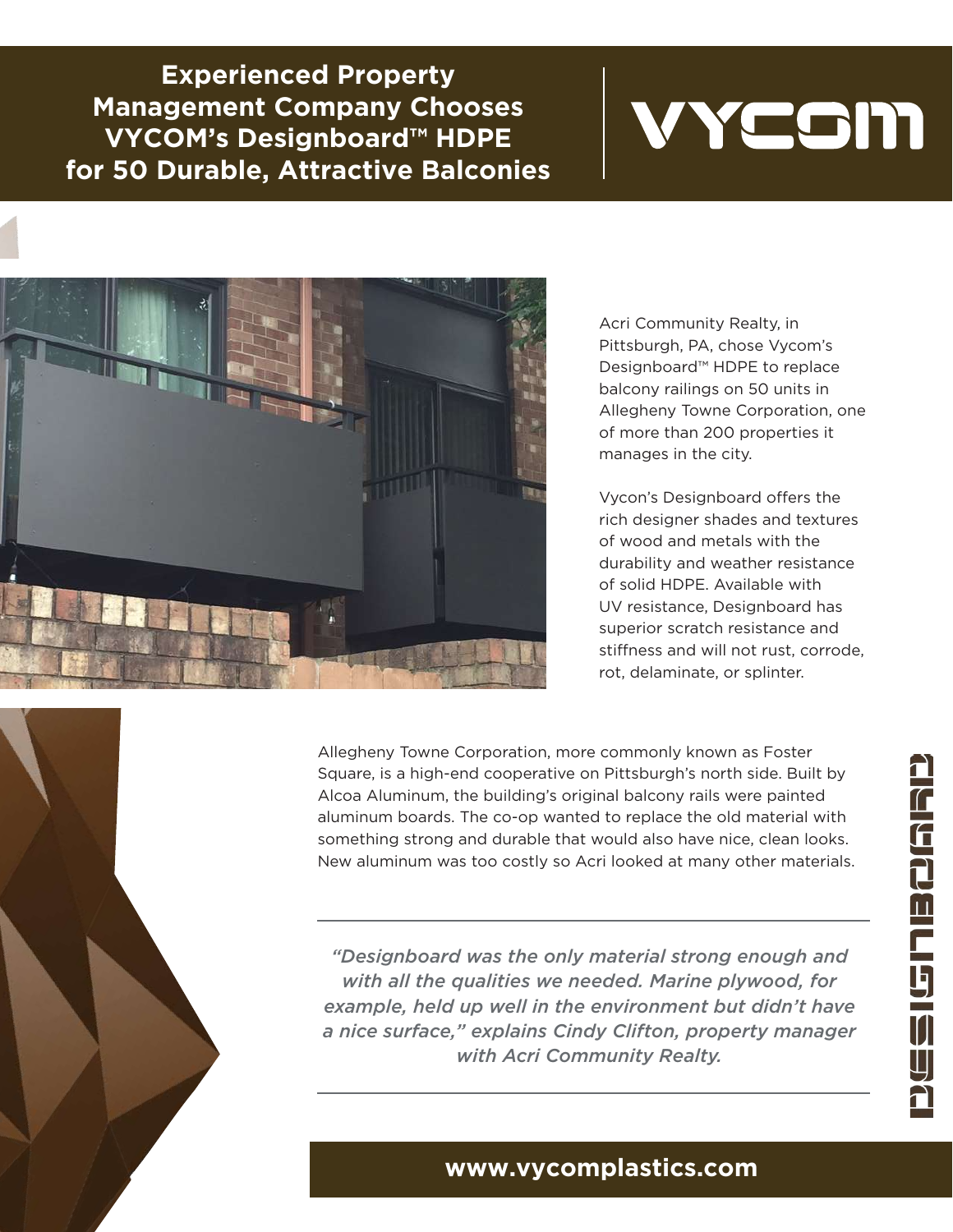# Experienced Property Management Company Chooses VYCOM's Designboard™ HDPE for 50 Durable, Attractive Balconies

VYCOM

Acri Community Realty, in Pittsburgh, PA, chose Vycom's Designboard™ HDPE to replace balcony railings on 50 units in Allegheny Towne Corporation, one of more than 200 properties it manages in the city.

Vycon's Designboard offers the rich designer shades and textures of wood and metals with the durability and weather resistance of solid HDPE. Available with UV resistance, Designboard has superior scratch resistance and stiffness and will not rust, corrode, rot, delaminate, or splinter.

Allegheny Towne Corporation, more commonly known as Foster Square, is a high-end cooperative on Pittsburgh's north side. Built by Alcoa Aluminum, the building's original balcony rails were painted aluminum boards. The co-op wanted to replace the old material with something strong and durable that would also have nice, clean looks. New aluminum was too costly so Acri looked at many other materials.

---

*"Designboard was the only material strong enough and with all the qualities we needed. Marine plywood, for example, held up well in the environment but didn't have a nice surface," explains Cindy Clifton, property manager with Acri Community Realty.*

---

DESIGNBOARD

**www.vycomplastics.com**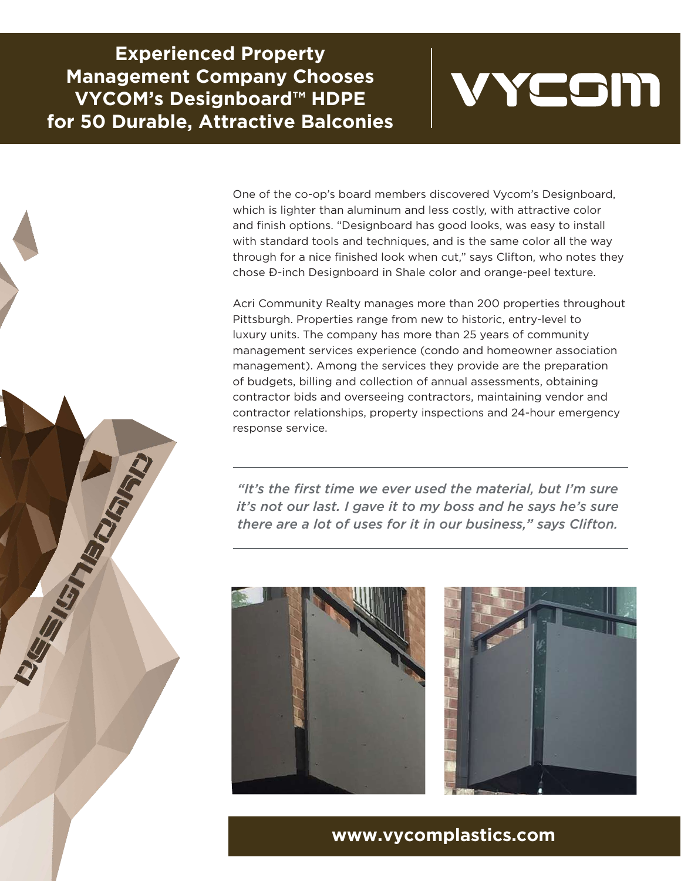# Experienced Property Management Company Chooses VYCOM's Designboard™ HDPE for 50 Durable, Attractive Balconies

VYCOM

One of the co-op's board members discovered Vycom's Designboard, which is lighter than aluminum and less costly, with attractive color and finish options. "Designboard has good looks, was easy to install with standard tools and techniques, and is the same color all the way through for a nice finished look when cut," says Clifton, who notes they chose Đ-inch Designboard in Shale color and orange-peel texture.

Acri Community Realty manages more than 200 properties throughout Pittsburgh. Properties range from new to historic, entry-level to luxury units. The company has more than 25 years of community management services experience (condo and homeowner association management). Among the services they provide are the preparation of budgets, billing and collection of annual assessments, obtaining contractor bids and overseeing contractors, maintaining vendor and contractor relationships, property inspections and 24-hour emergency response service.

*"It's the first time we ever used the material, but I'm sure it's not our last. I gave it to my boss and he says he's sure there are a lot of uses for it in our business," says Clifton.*

**www.vycomplastics.com**